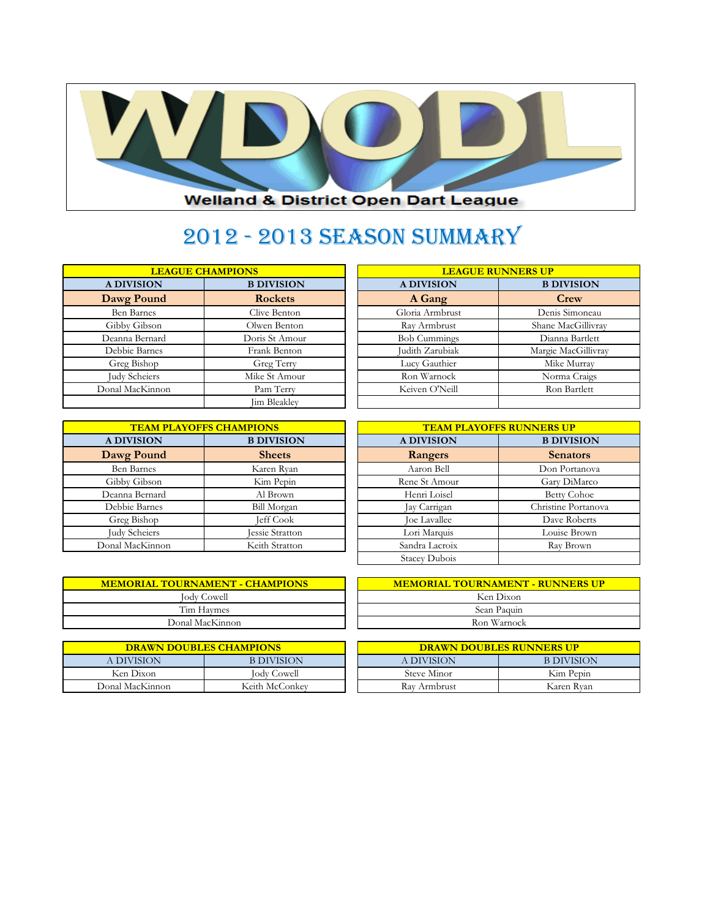# WDODL

Welland & District Open Dart League

## 2012 - 2013 SEASON SUMMARY

| LEAGUE CHAMPIONS | |
|---|---|
| A DIVISION | B DIVISION |
| **Dawg Pound** | **Rockets** |
| Ben Barnes | Clive Benton |
| Gibby Gibson | Olwen Benton |
| Deanna Bernard | Doris St Amour |
| Debbie Barnes | Frank Benton |
| Greg Bishop | Greg Terry |
| Judy Scheiers | Mike St Amour |
| Donal MacKinnon | Pam Terry |
| | Jim Bleakley |

| LEAGUE RUNNERS UP | |
|---|---|
| A DIVISION | B DIVISION |
| **A Gang** | **Crew** |
| Gloria Armbrust | Denis Simoneau |
| Ray Armbrust | Shane MacGillivray |
| Bob Cummings | Dianna Bartlett |
| Judith Zarubiak | Margie MacGillivray |
| Lucy Gauthier | Mike Murray |
| Ron Warnock | Norma Craigs |
| Keiven O'Neill | Ron Bartlett |

| TEAM PLAYOFFS CHAMPIONS | |
|---|---|
| A DIVISION | B DIVISION |
| **Dawg Pound** | **Sheets** |
| Ben Barnes | Karen Ryan |
| Gibby Gibson | Kim Pepin |
| Deanna Bernard | Al Brown |
| Debbie Barnes | Bill Morgan |
| Greg Bishop | Jeff Cook |
| Judy Scheiers | Jessie Stratton |
| Donal MacKinnon | Keith Stratton |

| TEAM PLAYOFFS RUNNERS UP | |
|---|---|
| A DIVISION | B DIVISION |
| **Rangers** | **Senators** |
| Aaron Bell | Don Portanova |
| Rene St Amour | Gary DiMarco |
| Henri Loisel | Betty Cohoe |
| Jay Carrigan | Christine Portanova |
| Joe Lavallee | Dave Roberts |
| Lori Marquis | Louise Brown |
| Sandra Lacroix | Ray Brown |
| Stacey Dubois | |

| MEMORIAL TOURNAMENT - CHAMPIONS |
|---|
| Jody Cowell |
| Tim Haymes |
| Donal MacKinnon |

| MEMORIAL TOURNAMENT - RUNNERS UP |
|---|
| Ken Dixon |
| Sean Paquin |
| Ron Warnock |

| DRAWN DOUBLES CHAMPIONS | |
|---|---|
| A DIVISION | B DIVISION |
| Ken Dixon | Jody Cowell |
| Donal MacKinnon | Keith McConkey |

| DRAWN DOUBLES RUNNERS UP | |
|---|---|
| A DIVISION | B DIVISION |
| Steve Minor | Kim Pepin |
| Ray Armbrust | Karen Ryan |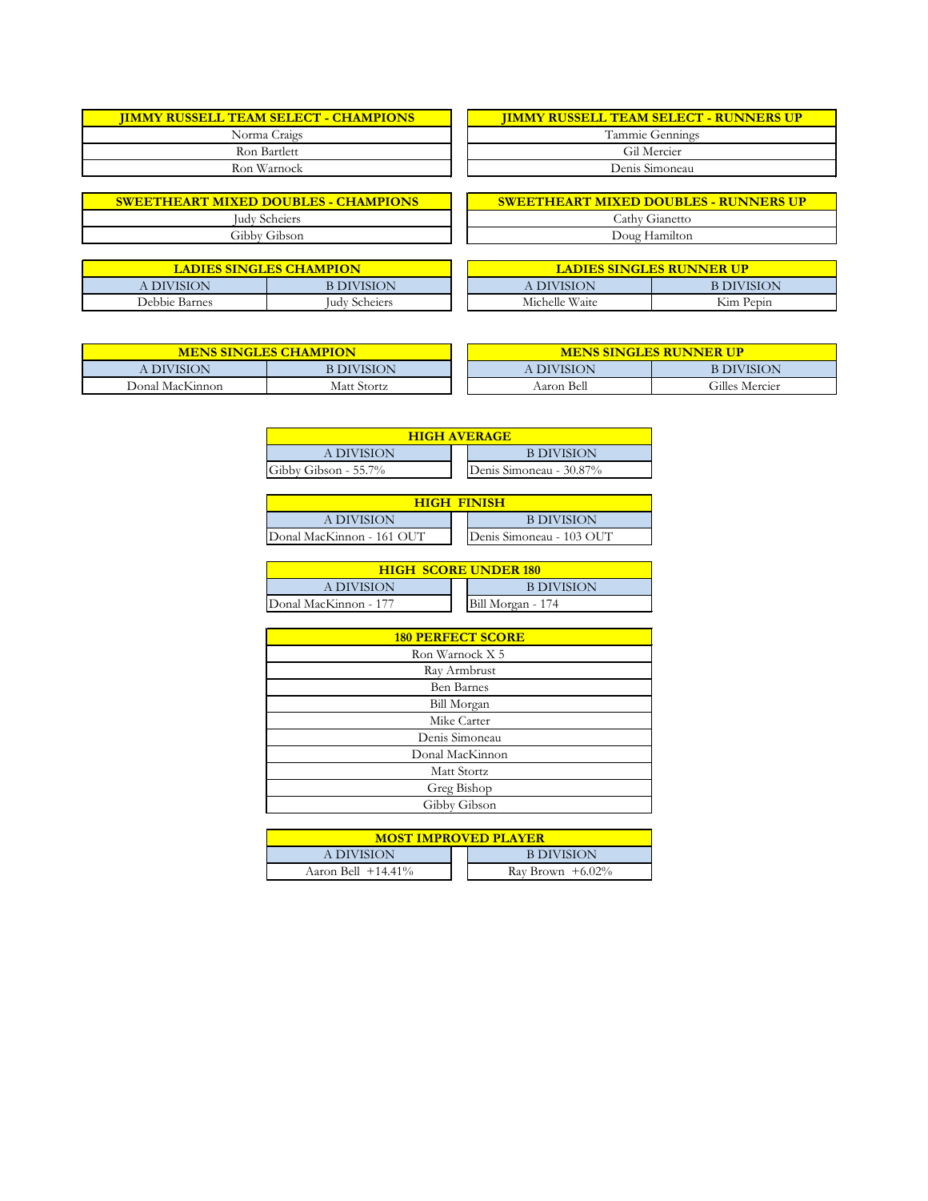| JIMMY RUSSELL TEAM SELECT - CHAMPIONS |
|---|
| Norma Craigs |
| Ron Bartlett |
| Ron Warnock |

| JIMMY RUSSELL TEAM SELECT - RUNNERS UP |
|---|
| Tammie Gennings |
| Gil Mercier |
| Denis Simoneau |

| SWEETHEART MIXED DOUBLES - CHAMPIONS |
|---|
| Judy Scheiers |
| Gibby Gibson |

| SWEETHEART MIXED DOUBLES - RUNNERS UP |
|---|
| Cathy Gianetto |
| Doug Hamilton |

| LADIES SINGLES CHAMPION | |
|---|---|
| A DIVISION | B DIVISION |
| Debbie Barnes | Judy Scheiers |

| LADIES SINGLES RUNNER UP | |
|---|---|
| A DIVISION | B DIVISION |
| Michelle Waite | Kim Pepin |

| MENS SINGLES CHAMPION | |
|---|---|
| A DIVISION | B DIVISION |
| Donal MacKinnon | Matt Stortz |

| MENS SINGLES RUNNER UP | |
|---|---|
| A DIVISION | B DIVISION |
| Aaron Bell | Gilles Mercier |

| HIGH AVERAGE | |
|---|---|
| A DIVISION | B DIVISION |
| Gibby Gibson - 55.7% | Denis Simoneau - 30.87% |

| HIGH FINISH | |
|---|---|
| A DIVISION | B DIVISION |
| Donal MacKinnon - 161 OUT | Denis Simoneau - 103 OUT |

| HIGH SCORE UNDER 180 | |
|---|---|
| A DIVISION | B DIVISION |
| Donal MacKinnon - 177 | Bill Morgan - 174 |

| 180 PERFECT SCORE |
|---|
| Ron Warnock X 5 |
| Ray Armbrust |
| Ben Barnes |
| Bill Morgan |
| Mike Carter |
| Denis Simoneau |
| Donal MacKinnon |
| Matt Stortz |
| Greg Bishop |
| Gibby Gibson |

| MOST IMPROVED PLAYER | |
|---|---|
| A DIVISION | B DIVISION |
| Aaron Bell +14.41% | Ray Brown +6.02% |